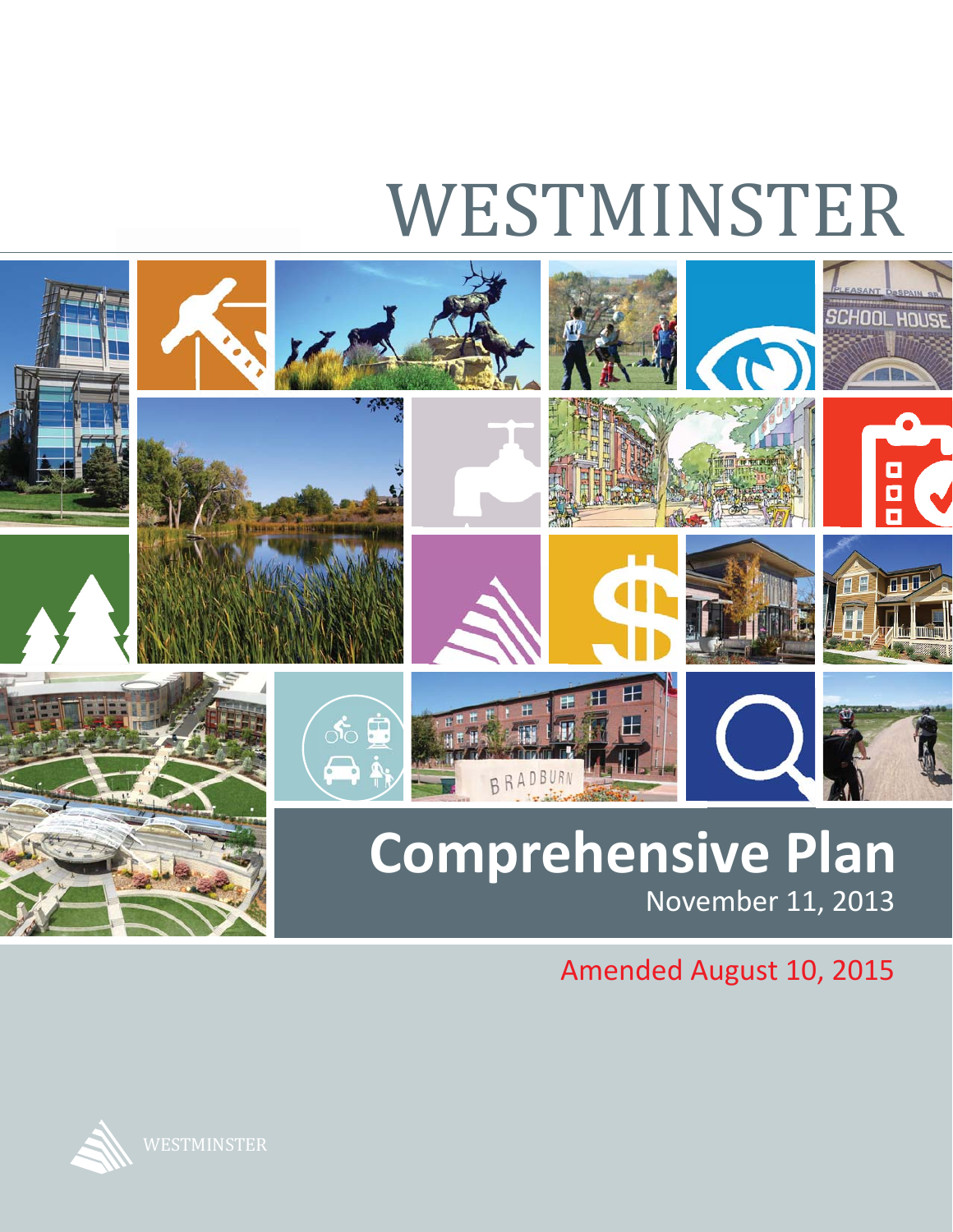# WESTMINSTER

# Comprehensive Plan

November 11, 2013

Amended August 10, 2015

WESTMINSTER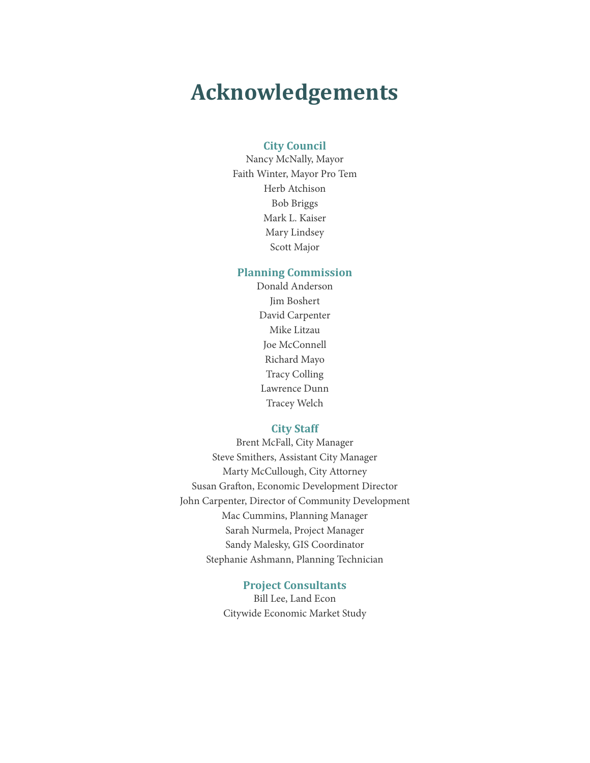# Acknowledgements

### City Council

Nancy McNally, Mayor
Faith Winter, Mayor Pro Tem
Herb Atchison
Bob Briggs
Mark L. Kaiser
Mary Lindsey
Scott Major

### Planning Commission

Donald Anderson
Jim Boshert
David Carpenter
Mike Litzau
Joe McConnell
Richard Mayo
Tracy Colling
Lawrence Dunn
Tracey Welch

### City Staff

Brent McFall, City Manager
Steve Smithers, Assistant City Manager
Marty McCullough, City Attorney
Susan Grafton, Economic Development Director
John Carpenter, Director of Community Development
Mac Cummins, Planning Manager
Sarah Nurmela, Project Manager
Sandy Malesky, GIS Coordinator
Stephanie Ashmann, Planning Technician

### Project Consultants

Bill Lee, Land Econ
Citywide Economic Market Study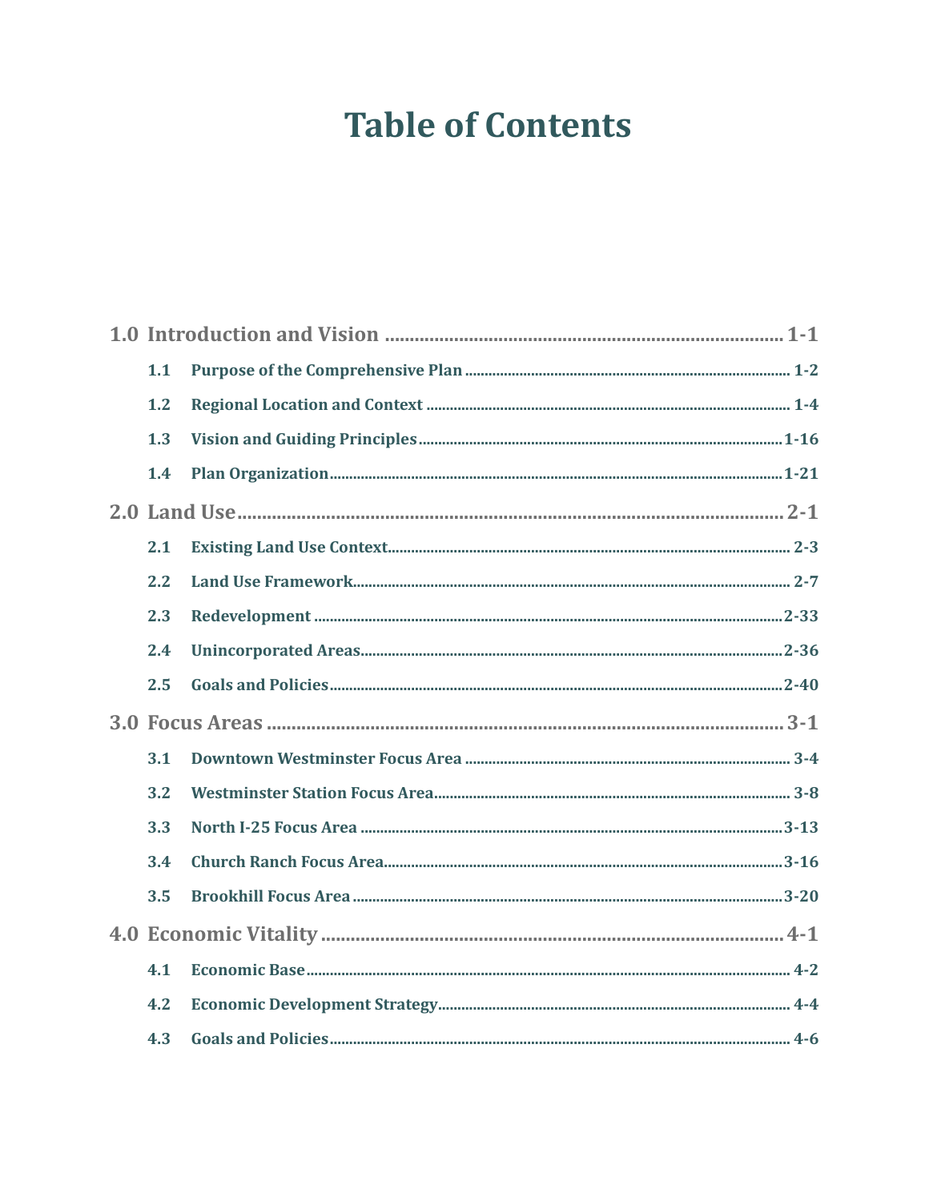# Table of Contents

**1.0 Introduction and Vision ........ 1-1**

- **1.1 Purpose of the Comprehensive Plan ........ 1-2**
- **1.2 Regional Location and Context ........ 1-4**
- **1.3 Vision and Guiding Principles ........ 1-16**
- **1.4 Plan Organization ........ 1-21**

**2.0 Land Use ........ 2-1**

- **2.1 Existing Land Use Context ........ 2-3**
- **2.2 Land Use Framework ........ 2-7**
- **2.3 Redevelopment ........ 2-33**
- **2.4 Unincorporated Areas ........ 2-36**
- **2.5 Goals and Policies ........ 2-40**

**3.0 Focus Areas ........ 3-1**

- **3.1 Downtown Westminster Focus Area ........ 3-4**
- **3.2 Westminster Station Focus Area ........ 3-8**
- **3.3 North I-25 Focus Area ........ 3-13**
- **3.4 Church Ranch Focus Area ........ 3-16**
- **3.5 Brookhill Focus Area ........ 3-20**

**4.0 Economic Vitality ........ 4-1**

- **4.1 Economic Base ........ 4-2**
- **4.2 Economic Development Strategy ........ 4-4**
- **4.3 Goals and Policies ........ 4-6**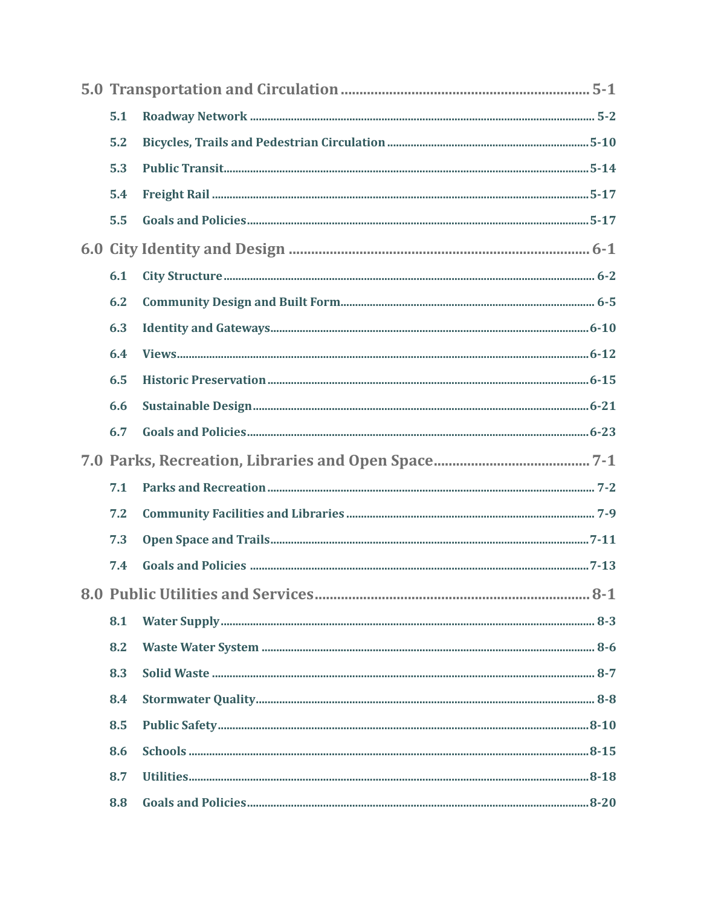**5.0 Transportation and Circulation** ........ 5-1

- 5.1 Roadway Network ........ 5-2
- 5.2 Bicycles, Trails and Pedestrian Circulation ........ 5-10
- 5.3 Public Transit ........ 5-14
- 5.4 Freight Rail ........ 5-17
- 5.5 Goals and Policies ........ 5-17

**6.0 City Identity and Design** ........ 6-1

- 6.1 City Structure ........ 6-2
- 6.2 Community Design and Built Form ........ 6-5
- 6.3 Identity and Gateways ........ 6-10
- 6.4 Views ........ 6-12
- 6.5 Historic Preservation ........ 6-15
- 6.6 Sustainable Design ........ 6-21
- 6.7 Goals and Policies ........ 6-23

**7.0 Parks, Recreation, Libraries and Open Space** ........ 7-1

- 7.1 Parks and Recreation ........ 7-2
- 7.2 Community Facilities and Libraries ........ 7-9
- 7.3 Open Space and Trails ........ 7-11
- 7.4 Goals and Policies ........ 7-13

**8.0 Public Utilities and Services** ........ 8-1

- 8.1 Water Supply ........ 8-3
- 8.2 Waste Water System ........ 8-6
- 8.3 Solid Waste ........ 8-7
- 8.4 Stormwater Quality ........ 8-8
- 8.5 Public Safety ........ 8-10
- 8.6 Schools ........ 8-15
- 8.7 Utilities ........ 8-18
- 8.8 Goals and Policies ........ 8-20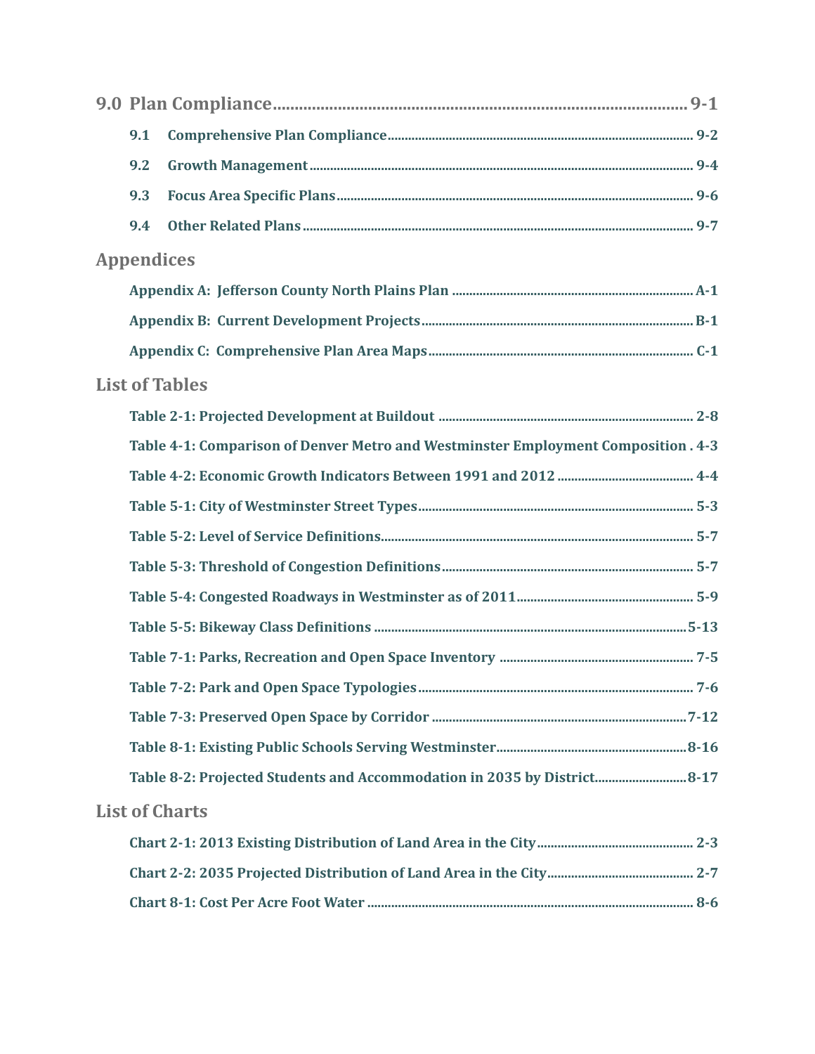**9.0 Plan Compliance** ........ 9-1

- **9.1 Comprehensive Plan Compliance** ........ 9-2
- **9.2 Growth Management** ........ 9-4
- **9.3 Focus Area Specific Plans** ........ 9-6
- **9.4 Other Related Plans** ........ 9-7

## Appendices

- **Appendix A: Jefferson County North Plains Plan** ........ A-1
- **Appendix B: Current Development Projects** ........ B-1
- **Appendix C: Comprehensive Plan Area Maps** ........ C-1

## List of Tables

- **Table 2-1: Projected Development at Buildout** ........ 2-8
- **Table 4-1: Comparison of Denver Metro and Westminster Employment Composition** . 4-3
- **Table 4-2: Economic Growth Indicators Between 1991 and 2012** ........ 4-4
- **Table 5-1: City of Westminster Street Types** ........ 5-3
- **Table 5-2: Level of Service Definitions** ........ 5-7
- **Table 5-3: Threshold of Congestion Definitions** ........ 5-7
- **Table 5-4: Congested Roadways in Westminster as of 2011** ........ 5-9
- **Table 5-5: Bikeway Class Definitions** ........ 5-13
- **Table 7-1: Parks, Recreation and Open Space Inventory** ........ 7-5
- **Table 7-2: Park and Open Space Typologies** ........ 7-6
- **Table 7-3: Preserved Open Space by Corridor** ........ 7-12
- **Table 8-1: Existing Public Schools Serving Westminster** ........ 8-16
- **Table 8-2: Projected Students and Accommodation in 2035 by District** ........ 8-17

## List of Charts

- **Chart 2-1: 2013 Existing Distribution of Land Area in the City** ........ 2-3
- **Chart 2-2: 2035 Projected Distribution of Land Area in the City** ........ 2-7
- **Chart 8-1: Cost Per Acre Foot Water** ........ 8-6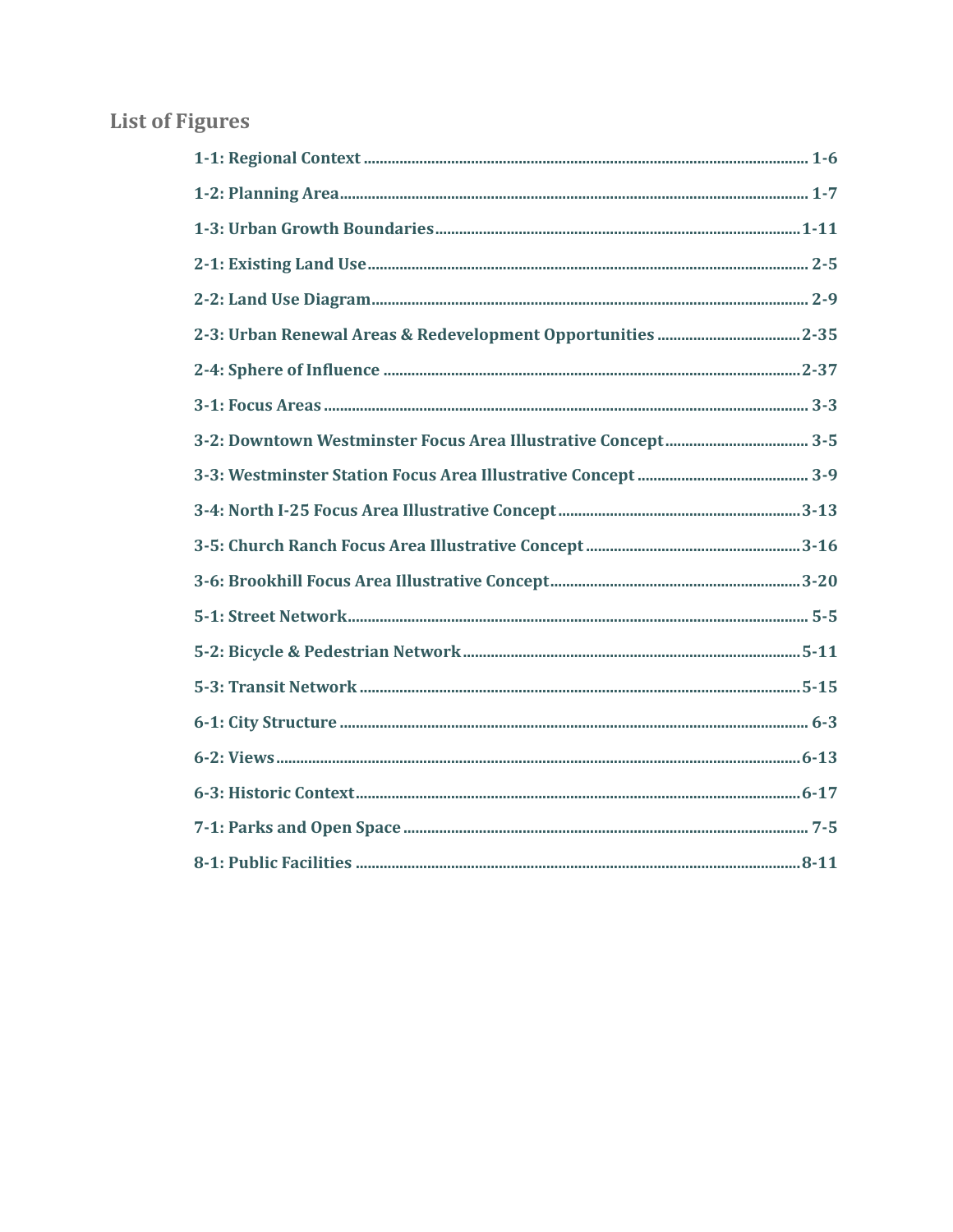## List of Figures

**1-1: Regional Context** ........ **1-6**

**1-2: Planning Area** ........ **1-7**

**1-3: Urban Growth Boundaries** ........ **1-11**

**2-1: Existing Land Use** ........ **2-5**

**2-2: Land Use Diagram** ........ **2-9**

**2-3: Urban Renewal Areas & Redevelopment Opportunities** ........ **2-35**

**2-4: Sphere of Influence** ........ **2-37**

**3-1: Focus Areas** ........ **3-3**

**3-2: Downtown Westminster Focus Area Illustrative Concept** ........ **3-5**

**3-3: Westminster Station Focus Area Illustrative Concept** ........ **3-9**

**3-4: North I-25 Focus Area Illustrative Concept** ........ **3-13**

**3-5: Church Ranch Focus Area Illustrative Concept** ........ **3-16**

**3-6: Brookhill Focus Area Illustrative Concept** ........ **3-20**

**5-1: Street Network** ........ **5-5**

**5-2: Bicycle & Pedestrian Network** ........ **5-11**

**5-3: Transit Network** ........ **5-15**

**6-1: City Structure** ........ **6-3**

**6-2: Views** ........ **6-13**

**6-3: Historic Context** ........ **6-17**

**7-1: Parks and Open Space** ........ **7-5**

**8-1: Public Facilities** ........ **8-11**